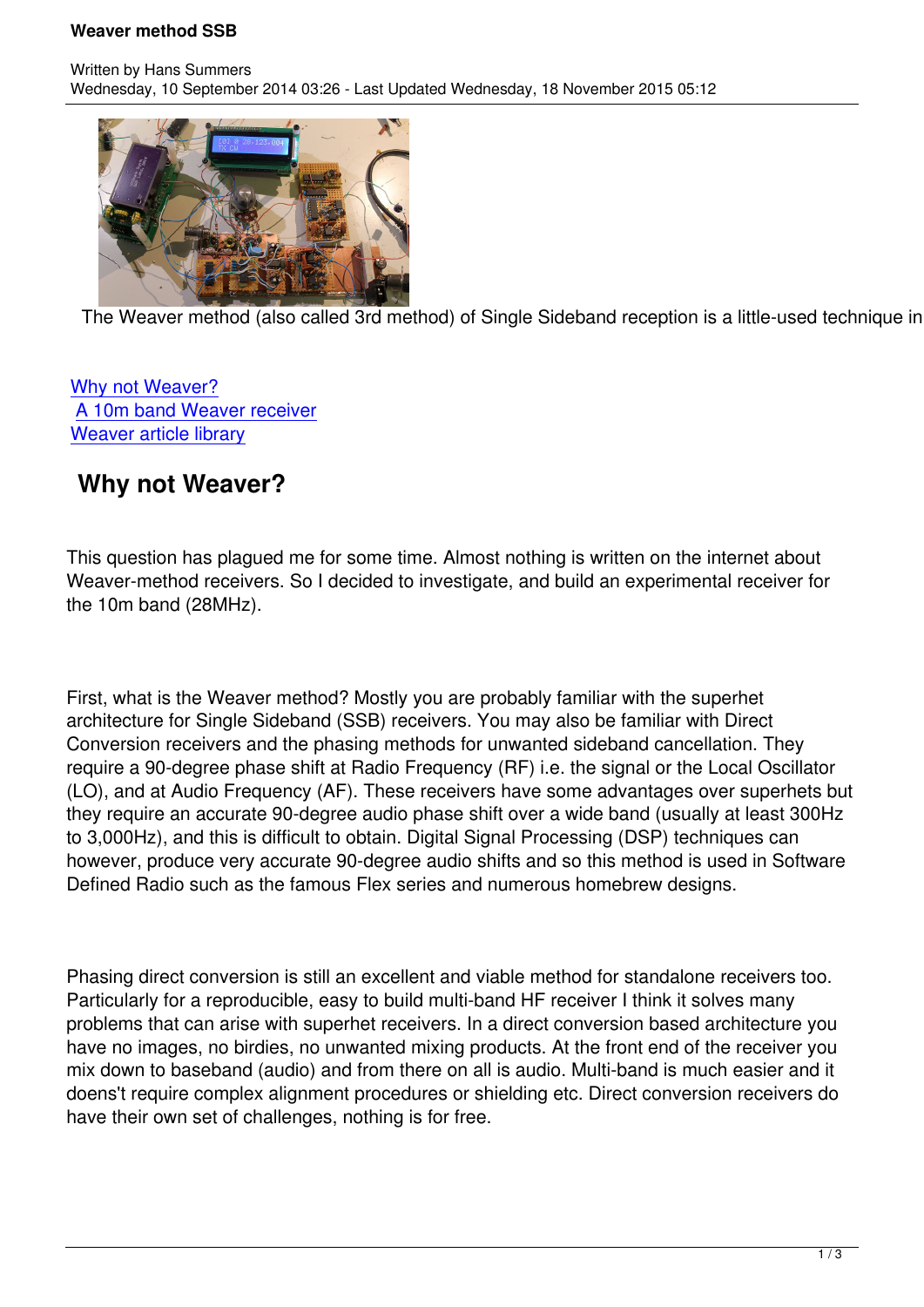# Weaver method SSB

Written by Hans Summers
Wednesday, 10 September 2014 03:26 - Last Updated Wednesday, 18 November 2015 05:12

The Weaver method (also called 3rd method) of Single Sideband reception is a little-used technique in

[Why not Weaver?](#)
[A 10m band Weaver receiver](#)
[Weaver article library](#)

## Why not Weaver?

This question has plagued me for some time. Almost nothing is written on the internet about Weaver-method receivers. So I decided to investigate, and build an experimental receiver for the 10m band (28MHz).

First, what is the Weaver method? Mostly you are probably familiar with the superhet architecture for Single Sideband (SSB) receivers. You may also be familiar with Direct Conversion receivers and the phasing methods for unwanted sideband cancellation. They require a 90-degree phase shift at Radio Frequency (RF) i.e. the signal or the Local Oscillator (LO), and at Audio Frequency (AF). These receivers have some advantages over superhets but they require an accurate 90-degree audio phase shift over a wide band (usually at least 300Hz to 3,000Hz), and this is difficult to obtain. Digital Signal Processing (DSP) techniques can however, produce very accurate 90-degree audio shifts and so this method is used in Software Defined Radio such as the famous Flex series and numerous homebrew designs.

Phasing direct conversion is still an excellent and viable method for standalone receivers too. Particularly for a reproducible, easy to build multi-band HF receiver I think it solves many problems that can arise with superhet receivers. In a direct conversion based architecture you have no images, no birdies, no unwanted mixing products. At the front end of the receiver you mix down to baseband (audio) and from there on all is audio. Multi-band is much easier and it doens't require complex alignment procedures or shielding etc. Direct conversion receivers do have their own set of challenges, nothing is for free.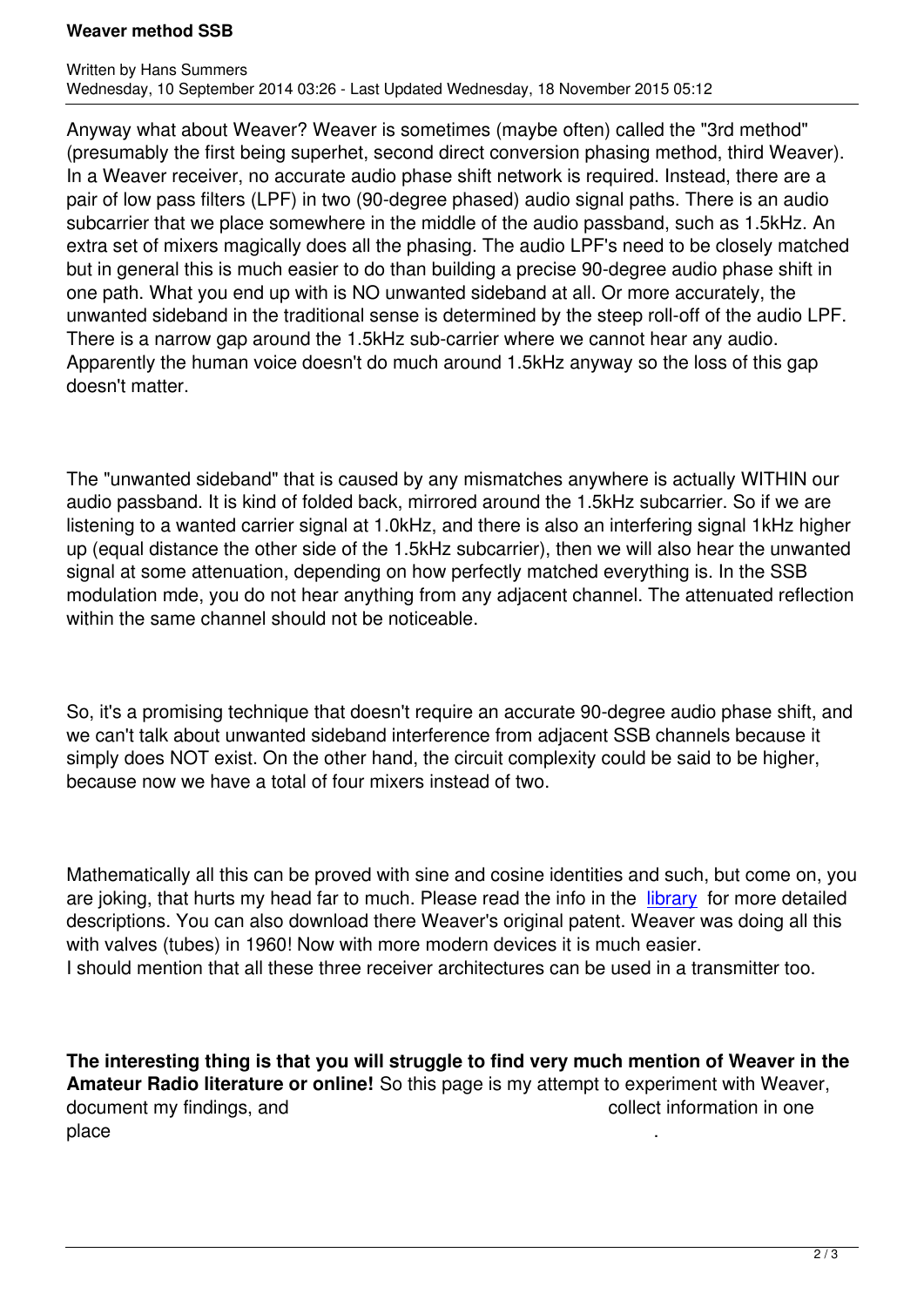Anyway what about Weaver? Weaver is sometimes (maybe often) called the "3rd method" (presumably the first being superhet, second direct conversion phasing method, third Weaver). In a Weaver receiver, no accurate audio phase shift network is required. Instead, there are a pair of low pass filters (LPF) in two (90-degree phased) audio signal paths. There is an audio subcarrier that we place somewhere in the middle of the audio passband, such as 1.5kHz. An extra set of mixers magically does all the phasing. The audio LPF's need to be closely matched but in general this is much easier to do than building a precise 90-degree audio phase shift in one path. What you end up with is NO unwanted sideband at all. Or more accurately, the unwanted sideband in the traditional sense is determined by the steep roll-off of the audio LPF. There is a narrow gap around the 1.5kHz sub-carrier where we cannot hear any audio. Apparently the human voice doesn't do much around 1.5kHz anyway so the loss of this gap doesn't matter.

The "unwanted sideband" that is caused by any mismatches anywhere is actually WITHIN our audio passband. It is kind of folded back, mirrored around the 1.5kHz subcarrier. So if we are listening to a wanted carrier signal at 1.0kHz, and there is also an interfering signal 1kHz higher up (equal distance the other side of the 1.5kHz subcarrier), then we will also hear the unwanted signal at some attenuation, depending on how perfectly matched everything is. In the SSB modulation mde, you do not hear anything from any adjacent channel. The attenuated reflection within the same channel should not be noticeable.

So, it's a promising technique that doesn't require an accurate 90-degree audio phase shift, and we can't talk about unwanted sideband interference from adjacent SSB channels because it simply does NOT exist. On the other hand, the circuit complexity could be said to be higher, because now we have a total of four mixers instead of two.

Mathematically all this can be proved with sine and cosine identities and such, but come on, you are joking, that hurts my head far to much. Please read the info in the [library](library) for more detailed descriptions. You can also download there Weaver's original patent. Weaver was doing all this with valves (tubes) in 1960! Now with more modern devices it is much easier.
I should mention that all these three receiver architectures can be used in a transmitter too.

**The interesting thing is that you will struggle to find very much mention of Weaver in the Amateur Radio literature or online!** So this page is my attempt to experiment with Weaver, document my findings, and collect information in one place.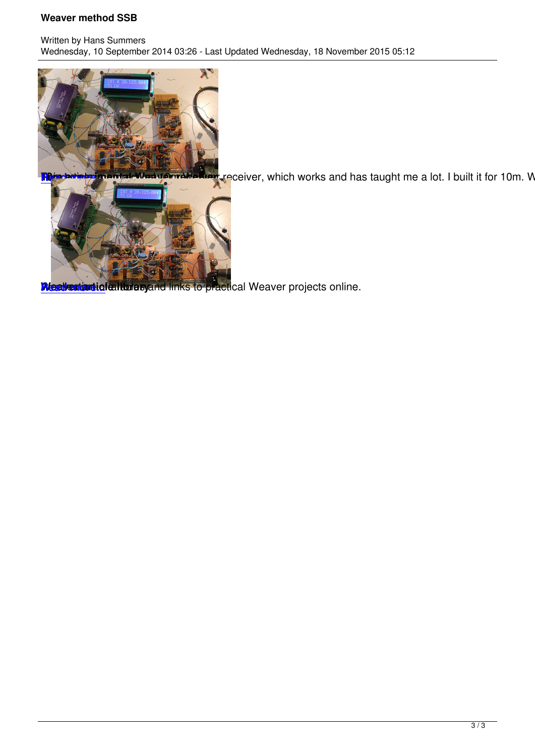receiver, which works and has taught me a lot. I built it for 10m. W

and links to practical Weaver projects online.